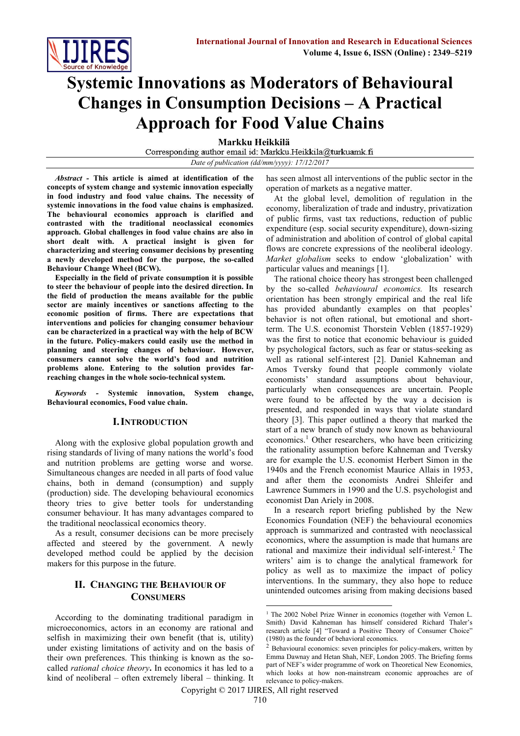# Systemic Innovations as Moderators of Behavioural Changes in Consumption Decisions – A Practical Approach for Food Value Chains

**Markku Heikkilä**

Corresponding author email id: Markku.Heikkila@turkuamk.fi

*Date of publication (dd/mm/yyyy): 17/12/2017*

***Abstract*** **- This article is aimed at identification of the concepts of system change and systemic innovation especially in food industry and food value chains. The necessity of systemic innovations in the food value chains is emphasized. The behavioural economics approach is clarified and contrasted with the traditional neoclassical economics approach. Global challenges in food value chains are also in short dealt with. A practical insight is given for characterizing and steering consumer decisions by presenting a newly developed method for the purpose, the so-called Behaviour Change Wheel (BCW).**

**Especially in the field of private consumption it is possible to steer the behaviour of people into the desired direction. In the field of production the means available for the public sector are mainly incentives or sanctions affecting to the economic position of firms. There are expectations that interventions and policies for changing consumer behaviour can be characterized in a practical way with the help of BCW in the future. Policy-makers could easily use the method in planning and steering changes of behaviour. However, consumers cannot solve the world's food and nutrition problems alone. Entering to the solution provides far-reaching changes in the whole socio-technical system.**

***Keywords*** **- Systemic innovation, System change, Behavioural economics, Food value chain.**

## I. Introduction

Along with the explosive global population growth and rising standards of living of many nations the world's food and nutrition problems are getting worse and worse. Simultaneous changes are needed in all parts of food value chains, both in demand (consumption) and supply (production) side. The developing behavioural economics theory tries to give better tools for understanding consumer behaviour. It has many advantages compared to the traditional neoclassical economics theory.

As a result, consumer decisions can be more precisely affected and steered by the government. A newly developed method could be applied by the decision makers for this purpose in the future.

## II. Changing the Behaviour of Consumers

According to the dominating traditional paradigm in microeconomics, actors in an economy are rational and selfish in maximizing their own benefit (that is, utility) under existing limitations of activity and on the basis of their own preferences. This thinking is known as the so-called *rational choice theory***.** In economics it has led to a kind of neoliberal – often extremely liberal – thinking. It has seen almost all interventions of the public sector in the operation of markets as a negative matter.

At the global level, demolition of regulation in the economy, liberalization of trade and industry, privatization of public firms, vast tax reductions, reduction of public expenditure (esp. social security expenditure), down-sizing of administration and abolition of control of global capital flows are concrete expressions of the neoliberal ideology. *Market globalism* seeks to endow 'globalization' with particular values and meanings [1].

The rational choice theory has strongest been challenged by the so-called *behavioural economics.* Its research orientation has been strongly empirical and the real life has provided abundantly examples on that peoples' behavior is not often rational, but emotional and short-term. The U.S. economist Thorstein Veblen (1857-1929) was the first to notice that economic behaviour is guided by psychological factors, such as fear or status-seeking as well as rational self-interest [2]. Daniel Kahneman and Amos Tversky found that people commonly violate economists' standard assumptions about behaviour, particularly when consequences are uncertain. People were found to be affected by the way a decision is presented, and responded in ways that violate standard theory [3]. This paper outlined a theory that marked the start of a new branch of study now known as behavioural economics.[1] Other researchers, who have been criticizing the rationality assumption before Kahneman and Tversky are for example the U.S. economist Herbert Simon in the 1940s and the French economist Maurice Allais in 1953, and after them the economists Andrei Shleifer and Lawrence Summers in 1990 and the U.S. psychologist and economist Dan Ariely in 2008.

In a research report briefing published by the New Economics Foundation (NEF) the behavioural economics approach is summarized and contrasted with neoclassical economics, where the assumption is made that humans are rational and maximize their individual self-interest.[2] The writers' aim is to change the analytical framework for policy as well as to maximize the impact of policy interventions. In the summary, they also hope to reduce unintended outcomes arising from making decisions based

---

[1] The 2002 Nobel Prize Winner in economics (together with Vernon L. Smith) David Kahneman has himself considered Richard Thaler's research article [4] "Toward a Positive Theory of Consumer Choice" (1980) as the founder of behavioral economics.

[2] Behavioural economics: seven principles for policy-makers, written by Emma Dawnay and Hetan Shah, NEF, London 2005. The Briefing forms part of NEF's wider programme of work on Theoretical New Economics, which looks at how non-mainstream economic approaches are of relevance to policy-makers.

Copyright © 2017 IJIRES, All right reserved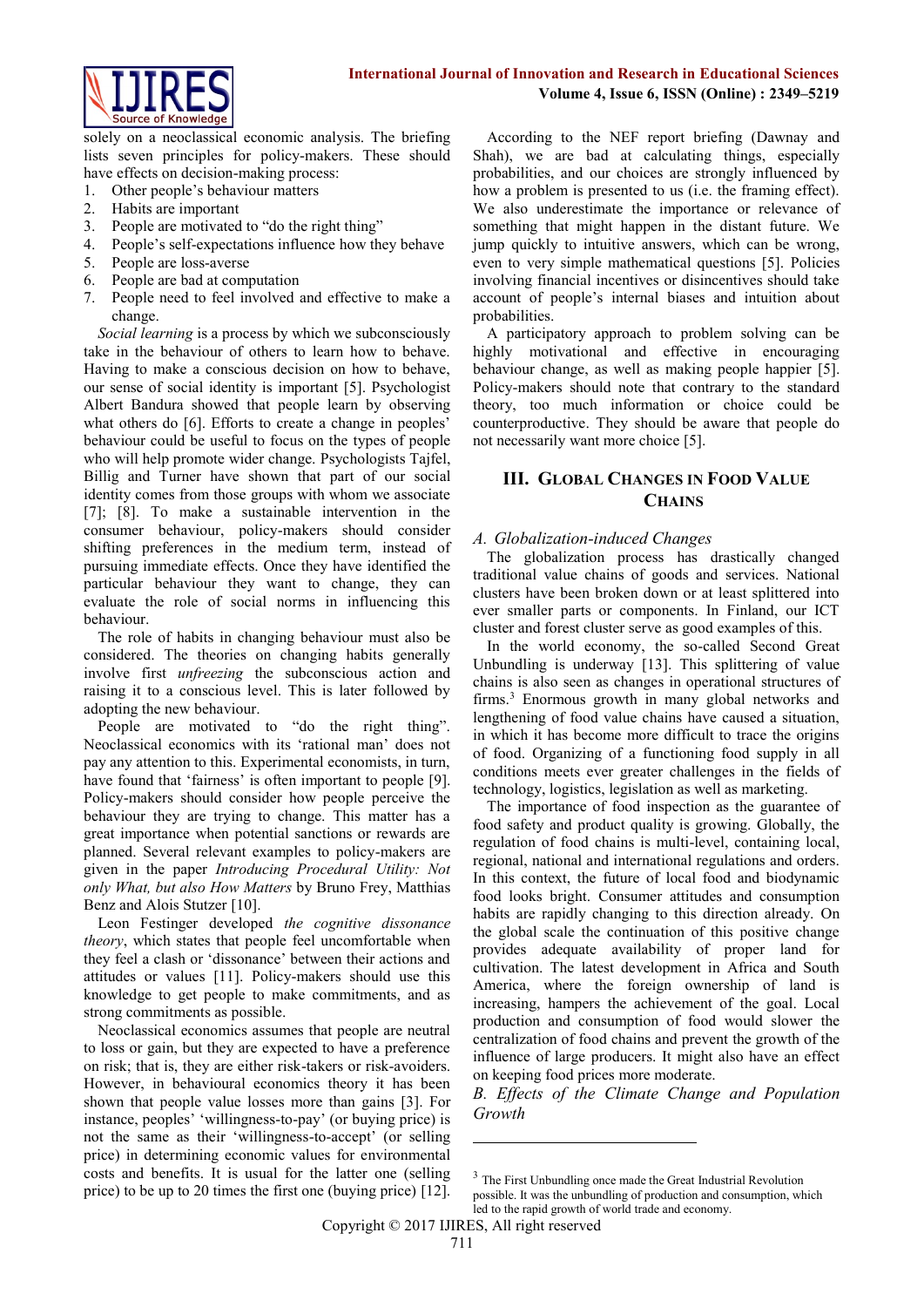solely on a neoclassical economic analysis. The briefing lists seven principles for policy-makers. These should have effects on decision-making process:

1. Other people's behaviour matters
2. Habits are important
3. People are motivated to "do the right thing"
4. People's self-expectations influence how they behave
5. People are loss-averse
6. People are bad at computation
7. People need to feel involved and effective to make a change.

*Social learning* is a process by which we subconsciously take in the behaviour of others to learn how to behave. Having to make a conscious decision on how to behave, our sense of social identity is important [5]. Psychologist Albert Bandura showed that people learn by observing what others do [6]. Efforts to create a change in peoples' behaviour could be useful to focus on the types of people who will help promote wider change. Psychologists Tajfel, Billig and Turner have shown that part of our social identity comes from those groups with whom we associate [7]; [8]. To make a sustainable intervention in the consumer behaviour, policy-makers should consider shifting preferences in the medium term, instead of pursuing immediate effects. Once they have identified the particular behaviour they want to change, they can evaluate the role of social norms in influencing this behaviour.

The role of habits in changing behaviour must also be considered. The theories on changing habits generally involve first *unfreezing* the subconscious action and raising it to a conscious level. This is later followed by adopting the new behaviour.

People are motivated to "do the right thing". Neoclassical economics with its 'rational man' does not pay any attention to this. Experimental economists, in turn, have found that 'fairness' is often important to people [9]. Policy-makers should consider how people perceive the behaviour they are trying to change. This matter has a great importance when potential sanctions or rewards are planned. Several relevant examples to policy-makers are given in the paper *Introducing Procedural Utility: Not only What, but also How Matters* by Bruno Frey, Matthias Benz and Alois Stutzer [10].

Leon Festinger developed *the cognitive dissonance theory*, which states that people feel uncomfortable when they feel a clash or 'dissonance' between their actions and attitudes or values [11]. Policy-makers should use this knowledge to get people to make commitments, and as strong commitments as possible.

Neoclassical economics assumes that people are neutral to loss or gain, but they are expected to have a preference on risk; that is, they are either risk-takers or risk-avoiders. However, in behavioural economics theory it has been shown that people value losses more than gains [3]. For instance, peoples' 'willingness-to-pay' (or buying price) is not the same as their 'willingness-to-accept' (or selling price) in determining economic values for environmental costs and benefits. It is usual for the latter one (selling price) to be up to 20 times the first one (buying price) [12].

According to the NEF report briefing (Dawnay and Shah), we are bad at calculating things, especially probabilities, and our choices are strongly influenced by how a problem is presented to us (i.e. the framing effect). We also underestimate the importance or relevance of something that might happen in the distant future. We jump quickly to intuitive answers, which can be wrong, even to very simple mathematical questions [5]. Policies involving financial incentives or disincentives should take account of people's internal biases and intuition about probabilities.

A participatory approach to problem solving can be highly motivational and effective in encouraging behaviour change, as well as making people happier [5]. Policy-makers should note that contrary to the standard theory, too much information or choice could be counterproductive. They should be aware that people do not necessarily want more choice [5].

## III. Global Changes in Food Value Chains

### A. Globalization-induced Changes

The globalization process has drastically changed traditional value chains of goods and services. National clusters have been broken down or at least splittered into ever smaller parts or components. In Finland, our ICT cluster and forest cluster serve as good examples of this.

In the world economy, the so-called Second Great Unbundling is underway [13]. This splittering of value chains is also seen as changes in operational structures of firms.[3] Enormous growth in many global networks and lengthening of food value chains have caused a situation, in which it has become more difficult to trace the origins of food. Organizing of a functioning food supply in all conditions meets ever greater challenges in the fields of technology, logistics, legislation as well as marketing.

The importance of food inspection as the guarantee of food safety and product quality is growing. Globally, the regulation of food chains is multi-level, containing local, regional, national and international regulations and orders. In this context, the future of local food and biodynamic food looks bright. Consumer attitudes and consumption habits are rapidly changing to this direction already. On the global scale the continuation of this positive change provides adequate availability of proper land for cultivation. The latest development in Africa and South America, where the foreign ownership of land is increasing, hampers the achievement of the goal. Local production and consumption of food would slower the centralization of food chains and prevent the growth of the influence of large producers. It might also have an effect on keeping food prices more moderate.

### B. Effects of the Climate Change and Population Growth

[3] The First Unbundling once made the Great Industrial Revolution possible. It was the unbundling of production and consumption, which led to the rapid growth of world trade and economy.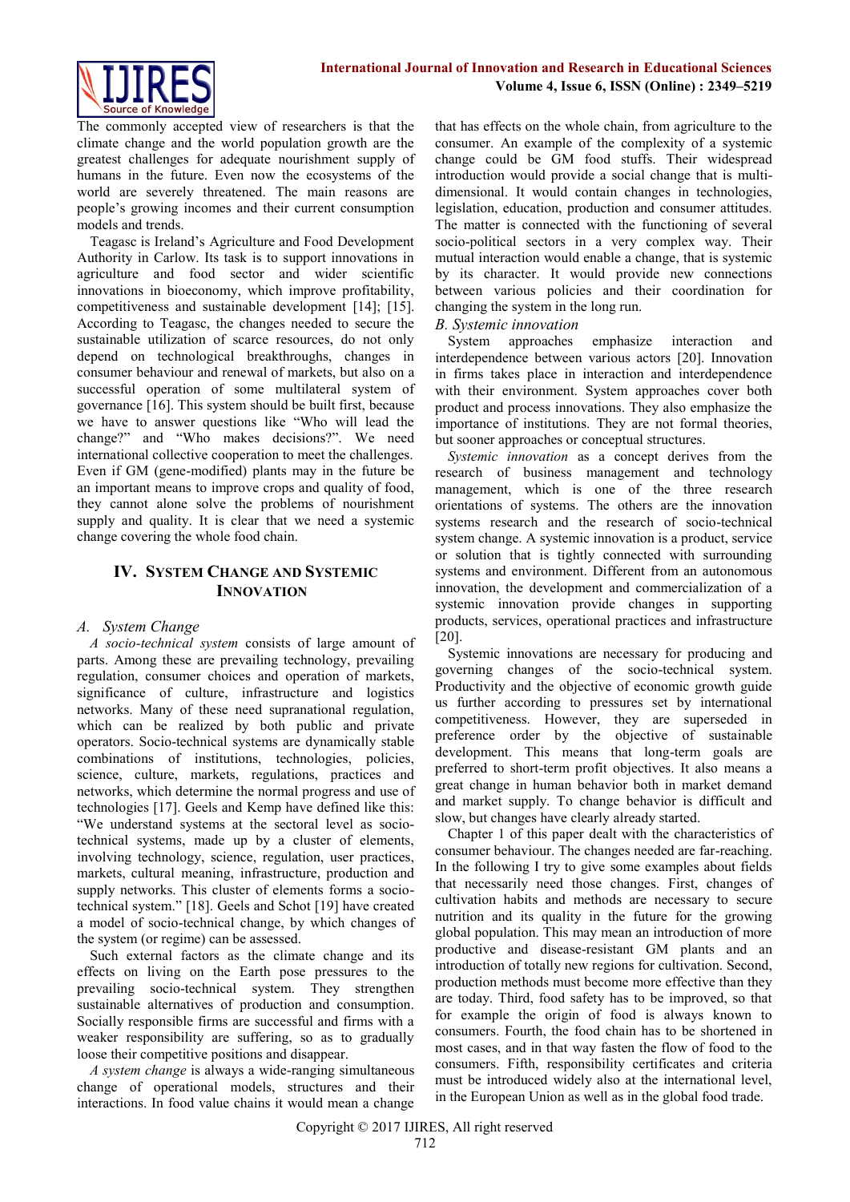The commonly accepted view of researchers is that the climate change and the world population growth are the greatest challenges for adequate nourishment supply of humans in the future. Even now the ecosystems of the world are severely threatened. The main reasons are people's growing incomes and their current consumption models and trends.

Teagasc is Ireland's Agriculture and Food Development Authority in Carlow. Its task is to support innovations in agriculture and food sector and wider scientific innovations in bioeconomy, which improve profitability, competitiveness and sustainable development [14]; [15]. According to Teagasc, the changes needed to secure the sustainable utilization of scarce resources, do not only depend on technological breakthroughs, changes in consumer behaviour and renewal of markets, but also on a successful operation of some multilateral system of governance [16]. This system should be built first, because we have to answer questions like "Who will lead the change?" and "Who makes decisions?". We need international collective cooperation to meet the challenges. Even if GM (gene-modified) plants may in the future be an important means to improve crops and quality of food, they cannot alone solve the problems of nourishment supply and quality. It is clear that we need a systemic change covering the whole food chain.

## IV. System Change and Systemic Innovation

### A. System Change

*A socio-technical system* consists of large amount of parts. Among these are prevailing technology, prevailing regulation, consumer choices and operation of markets, significance of culture, infrastructure and logistics networks. Many of these need supranational regulation, which can be realized by both public and private operators. Socio-technical systems are dynamically stable combinations of institutions, technologies, policies, science, culture, markets, regulations, practices and networks, which determine the normal progress and use of technologies [17]. Geels and Kemp have defined like this: "We understand systems at the sectoral level as socio-technical systems, made up by a cluster of elements, involving technology, science, regulation, user practices, markets, cultural meaning, infrastructure, production and supply networks. This cluster of elements forms a socio-technical system." [18]. Geels and Schot [19] have created a model of socio-technical change, by which changes of the system (or regime) can be assessed.

Such external factors as the climate change and its effects on living on the Earth pose pressures to the prevailing socio-technical system. They strengthen sustainable alternatives of production and consumption. Socially responsible firms are successful and firms with a weaker responsibility are suffering, so as to gradually loose their competitive positions and disappear.

*A system change* is always a wide-ranging simultaneous change of operational models, structures and their interactions. In food value chains it would mean a change that has effects on the whole chain, from agriculture to the consumer. An example of the complexity of a systemic change could be GM food stuffs. Their widespread introduction would provide a social change that is multi-dimensional. It would contain changes in technologies, legislation, education, production and consumer attitudes. The matter is connected with the functioning of several socio-political sectors in a very complex way. Their mutual interaction would enable a change, that is systemic by its character. It would provide new connections between various policies and their coordination for changing the system in the long run.

### B. Systemic innovation

System approaches emphasize interaction and interdependence between various actors [20]. Innovation in firms takes place in interaction and interdependence with their environment. System approaches cover both product and process innovations. They also emphasize the importance of institutions. They are not formal theories, but sooner approaches or conceptual structures.

*Systemic innovation* as a concept derives from the research of business management and technology management, which is one of the three research orientations of systems. The others are the innovation systems research and the research of socio-technical system change. A systemic innovation is a product, service or solution that is tightly connected with surrounding systems and environment. Different from an autonomous innovation, the development and commercialization of a systemic innovation provide changes in supporting products, services, operational practices and infrastructure [20].

Systemic innovations are necessary for producing and governing changes of the socio-technical system. Productivity and the objective of economic growth guide us further according to pressures set by international competitiveness. However, they are superseded in preference order by the objective of sustainable development. This means that long-term goals are preferred to short-term profit objectives. It also means a great change in human behavior both in market demand and market supply. To change behavior is difficult and slow, but changes have clearly already started.

Chapter 1 of this paper dealt with the characteristics of consumer behaviour. The changes needed are far-reaching. In the following I try to give some examples about fields that necessarily need those changes. First, changes of cultivation habits and methods are necessary to secure nutrition and its quality in the future for the growing global population. This may mean an introduction of more productive and disease-resistant GM plants and an introduction of totally new regions for cultivation. Second, production methods must become more effective than they are today. Third, food safety has to be improved, so that for example the origin of food is always known to consumers. Fourth, the food chain has to be shortened in most cases, and in that way fasten the flow of food to the consumers. Fifth, responsibility certificates and criteria must be introduced widely also at the international level, in the European Union as well as in the global food trade.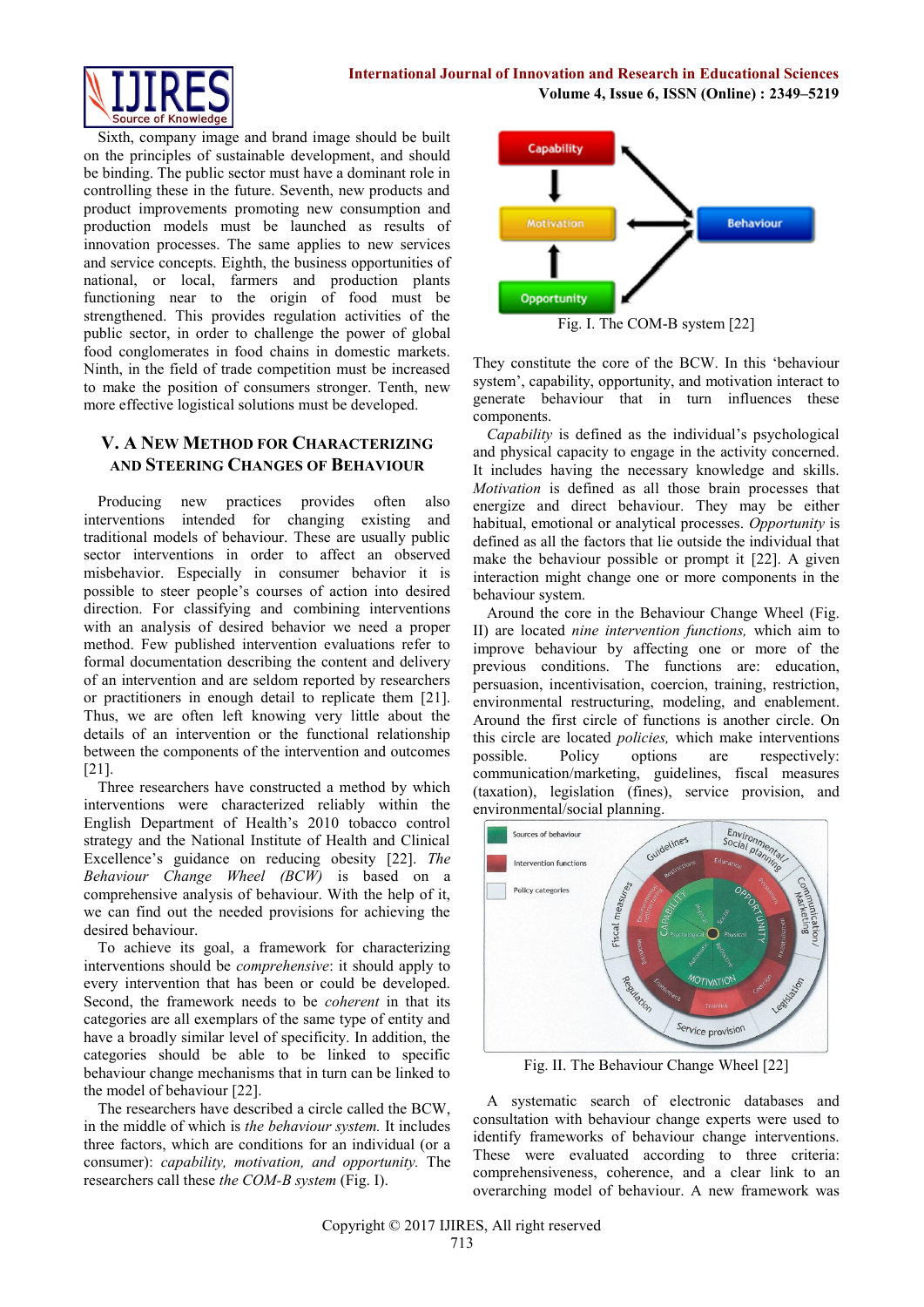Sixth, company image and brand image should be built on the principles of sustainable development, and should be binding. The public sector must have a dominant role in controlling these in the future. Seventh, new products and product improvements promoting new consumption and production models must be launched as results of innovation processes. The same applies to new services and service concepts. Eighth, the business opportunities of national, or local, farmers and production plants functioning near to the origin of food must be strengthened. This provides regulation activities of the public sector, in order to challenge the power of global food conglomerates in food chains in domestic markets. Ninth, in the field of trade competition must be increased to make the position of consumers stronger. Tenth, new more effective logistical solutions must be developed.

## V. A New Method for Characterizing and Steering Changes of Behaviour

Producing new practices provides often also interventions intended for changing existing and traditional models of behaviour. These are usually public sector interventions in order to affect an observed misbehavior. Especially in consumer behavior it is possible to steer people's courses of action into desired direction. For classifying and combining interventions with an analysis of desired behavior we need a proper method. Few published intervention evaluations refer to formal documentation describing the content and delivery of an intervention and are seldom reported by researchers or practitioners in enough detail to replicate them [21]. Thus, we are often left knowing very little about the details of an intervention or the functional relationship between the components of the intervention and outcomes [21].

Three researchers have constructed a method by which interventions were characterized reliably within the English Department of Health's 2010 tobacco control strategy and the National Institute of Health and Clinical Excellence's guidance on reducing obesity [22]. *The Behaviour Change Wheel (BCW)* is based on a comprehensive analysis of behaviour. With the help of it, we can find out the needed provisions for achieving the desired behaviour.

To achieve its goal, a framework for characterizing interventions should be *comprehensive*: it should apply to every intervention that has been or could be developed. Second, the framework needs to be *coherent* in that its categories are all exemplars of the same type of entity and have a broadly similar level of specificity. In addition, the categories should be able to be linked to specific behaviour change mechanisms that in turn can be linked to the model of behaviour [22].

The researchers have described a circle called the BCW, in the middle of which is *the behaviour system.* It includes three factors, which are conditions for an individual (or a consumer): *capability, motivation, and opportunity.* The researchers call these *the COM-B system* (Fig. I).

Fig. I. The COM-B system [22]

They constitute the core of the BCW. In this 'behaviour system', capability, opportunity, and motivation interact to generate behaviour that in turn influences these components.

*Capability* is defined as the individual's psychological and physical capacity to engage in the activity concerned. It includes having the necessary knowledge and skills. *Motivation* is defined as all those brain processes that energize and direct behaviour. They may be either habitual, emotional or analytical processes. *Opportunity* is defined as all the factors that lie outside the individual that make the behaviour possible or prompt it [22]. A given interaction might change one or more components in the behaviour system.

Around the core in the Behaviour Change Wheel (Fig. II) are located *nine intervention functions,* which aim to improve behaviour by affecting one or more of the previous conditions. The functions are: education, persuasion, incentivisation, coercion, training, restriction, environmental restructuring, modeling, and enablement. Around the first circle of functions is another circle. On this circle are located *policies,* which make interventions possible. Policy options are respectively: communication/marketing, guidelines, fiscal measures (taxation), legislation (fines), service provision, and environmental/social planning.

Fig. II. The Behaviour Change Wheel [22]

A systematic search of electronic databases and consultation with behaviour change experts were used to identify frameworks of behaviour change interventions. These were evaluated according to three criteria: comprehensiveness, coherence, and a clear link to an overarching model of behaviour. A new framework was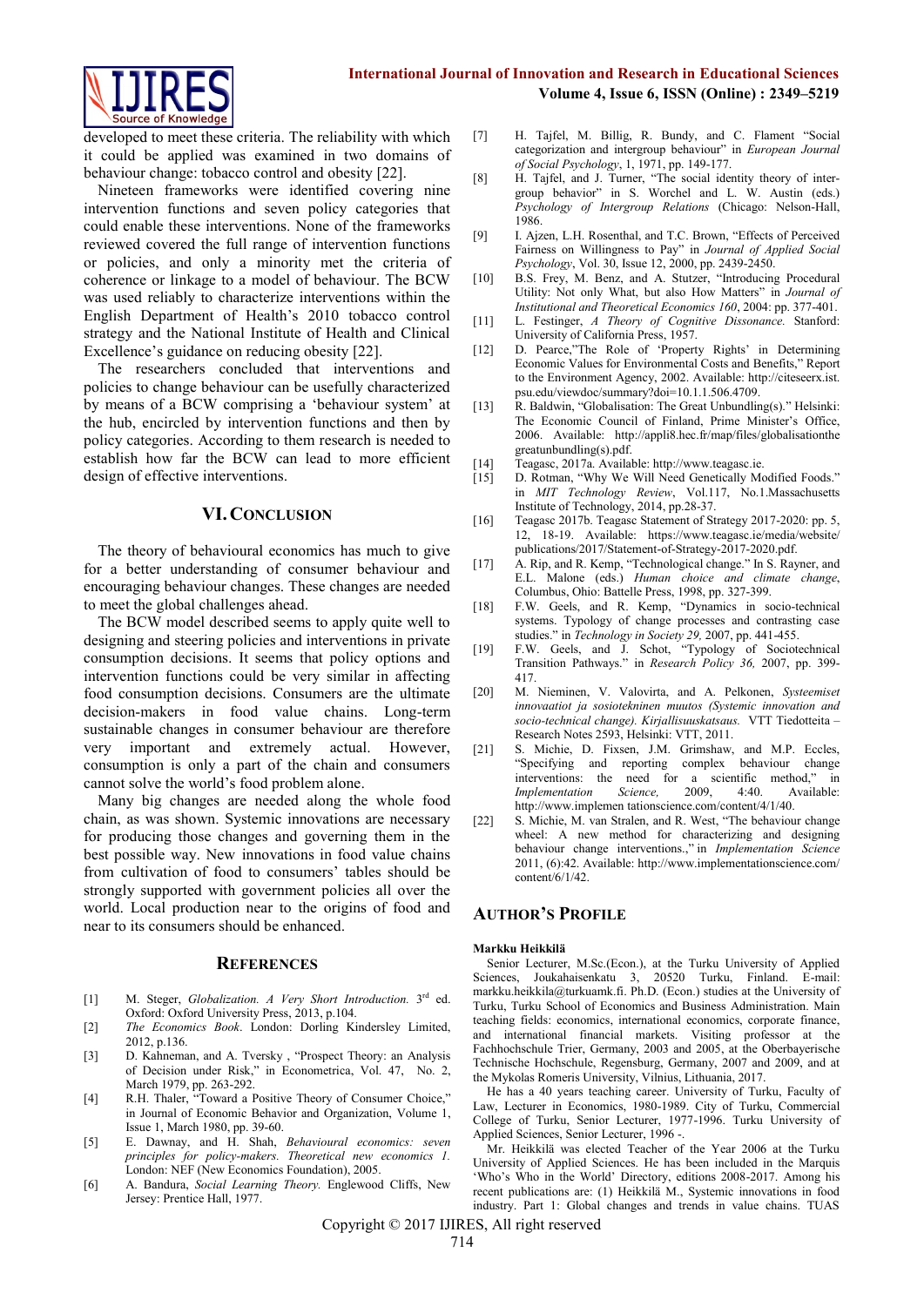developed to meet these criteria. The reliability with which it could be applied was examined in two domains of behaviour change: tobacco control and obesity [22].

Nineteen frameworks were identified covering nine intervention functions and seven policy categories that could enable these interventions. None of the frameworks reviewed covered the full range of intervention functions or policies, and only a minority met the criteria of coherence or linkage to a model of behaviour. The BCW was used reliably to characterize interventions within the English Department of Health's 2010 tobacco control strategy and the National Institute of Health and Clinical Excellence's guidance on reducing obesity [22].

The researchers concluded that interventions and policies to change behaviour can be usefully characterized by means of a BCW comprising a 'behaviour system' at the hub, encircled by intervention functions and then by policy categories. According to them research is needed to establish how far the BCW can lead to more efficient design of effective interventions.

## VI. Conclusion

The theory of behavioural economics has much to give for a better understanding of consumer behaviour and encouraging behaviour changes. These changes are needed to meet the global challenges ahead.

The BCW model described seems to apply quite well to designing and steering policies and interventions in private consumption decisions. It seems that policy options and intervention functions could be very similar in affecting food consumption decisions. Consumers are the ultimate decision-makers in food value chains. Long-term sustainable changes in consumer behaviour are therefore very important and extremely actual. However, consumption is only a part of the chain and consumers cannot solve the world's food problem alone.

Many big changes are needed along the whole food chain, as was shown. Systemic innovations are necessary for producing those changes and governing them in the best possible way. New innovations in food value chains from cultivation of food to consumers' tables should be strongly supported with government policies all over the world. Local production near to the origins of food and near to its consumers should be enhanced.

## References

[1] M. Steger, *Globalization. A Very Short Introduction.* 3rd ed. Oxford: Oxford University Press, 2013, p.104.

[2] *The Economics Book*. London: Dorling Kindersley Limited, 2012, p.136.

[3] D. Kahneman, and A. Tversky , "Prospect Theory: an Analysis of Decision under Risk," in Econometrica, Vol. 47, No. 2, March 1979, pp. 263-292.

[4] R.H. Thaler, "Toward a Positive Theory of Consumer Choice," in Journal of Economic Behavior and Organization, Volume 1, Issue 1, March 1980, pp. 39-60.

[5] E. Dawnay, and H. Shah, *Behavioural economics: seven principles for policy-makers. Theoretical new economics 1.* London: NEF (New Economics Foundation), 2005.

[6] A. Bandura, *Social Learning Theory.* Englewood Cliffs, New Jersey: Prentice Hall, 1977.

[7] H. Tajfel, M. Billig, R. Bundy, and C. Flament "Social categorization and intergroup behaviour" in *European Journal of Social Psychology*, 1, 1971, pp. 149-177.

[8] H. Tajfel, and J. Turner, "The social identity theory of inter-group behavior" in S. Worchel and L. W. Austin (eds.) *Psychology of Intergroup Relations* (Chicago: Nelson-Hall, 1986.

[9] I. Ajzen, L.H. Rosenthal, and T.C. Brown, "Effects of Perceived Fairness on Willingness to Pay" in *Journal of Applied Social Psychology*, Vol. 30, Issue 12, 2000, pp. 2439-2450.

[10] B.S. Frey, M. Benz, and A. Stutzer, "Introducing Procedural Utility: Not only What, but also How Matters" in *Journal of Institutional and Theoretical Economics 160*, 2004: pp. 377-401.

[11] L. Festinger, *A Theory of Cognitive Dissonance.* Stanford: University of California Press, 1957.

[12] D. Pearce,"The Role of 'Property Rights' in Determining Economic Values for Environmental Costs and Benefits," Report to the Environment Agency, 2002. Available: http://citeseerx.ist.psu.edu/viewdoc/summary?doi=10.1.1.506.4709.

[13] R. Baldwin, "Globalisation: The Great Unbundling(s)." Helsinki: The Economic Council of Finland, Prime Minister's Office, 2006. Available: http://appli8.hec.fr/map/files/globalisationthegreatunbundling(s).pdf.

[14] Teagasc, 2017a. Available: http://www.teagasc.ie.

[15] D. Rotman, "Why We Will Need Genetically Modified Foods." in *MIT Technology Review*, Vol.117, No.1.Massachusetts Institute of Technology, 2014, pp.28-37.

[16] Teagasc 2017b. Teagasc Statement of Strategy 2017-2020: pp. 5, 12, 18-19. Available: https://www.teagasc.ie/media/website/publications/2017/Statement-of-Strategy-2017-2020.pdf.

[17] A. Rip, and R. Kemp, "Technological change." In S. Rayner, and E.L. Malone (eds.) *Human choice and climate change*, Columbus, Ohio: Battelle Press, 1998, pp. 327-399.

[18] F.W. Geels, and R. Kemp, "Dynamics in socio-technical systems. Typology of change processes and contrasting case studies." in *Technology in Society 29,* 2007, pp. 441-455.

[19] F.W. Geels, and J. Schot, "Typology of Sociotechnical Transition Pathways." in *Research Policy 36,* 2007, pp. 399-417.

[20] M. Nieminen, V. Valovirta, and A. Pelkonen, *Systeemiset innovaatiot ja sosiotekninen muutos (Systemic innovation and socio-technical change). Kirjallisuuskatsaus.* VTT Tiedotteita – Research Notes 2593, Helsinki: VTT, 2011.

[21] S. Michie, D. Fixsen, J.M. Grimshaw, and M.P. Eccles, "Specifying and reporting complex behaviour change interventions: the need for a scientific method," in *Implementation Science,* 2009, 4:40. Available: http://www.implementationscience.com/content/4/1/40.

[22] S. Michie, M. van Stralen, and R. West, "The behaviour change wheel: A new method for characterizing and designing behaviour change interventions.," in *Implementation Science* 2011, (6):42. Available: http://www.implementationscience.com/content/6/1/42.

## Author's Profile

**Markku Heikkilä**

Senior Lecturer, M.Sc.(Econ.), at the Turku University of Applied Sciences, Joukahaisenkatu 3, 20520 Turku, Finland. E-mail: markku.heikkila@turkuamk.fi. Ph.D. (Econ.) studies at the University of Turku, Turku School of Economics and Business Administration. Main teaching fields: economics, international economics, corporate finance, and international financial markets. Visiting professor at the Fachhochschule Trier, Germany, 2003 and 2005, at the Oberbayerische Technische Hochschule, Regensburg, Germany, 2007 and 2009, and at the Mykolas Romeris University, Vilnius, Lithuania, 2017.

He has a 40 years teaching career. University of Turku, Faculty of Law, Lecturer in Economics, 1980-1989. City of Turku, Commercial College of Turku, Senior Lecturer, 1977-1996. Turku University of Applied Sciences, Senior Lecturer, 1996 -.

Mr. Heikkilä was elected Teacher of the Year 2006 at the Turku University of Applied Sciences. He has been included in the Marquis 'Who's Who in the World' Directory, editions 2008-2017. Among his recent publications are: (1) Heikkilä M., Systemic innovations in food industry. Part 1: Global changes and trends in value chains. TUAS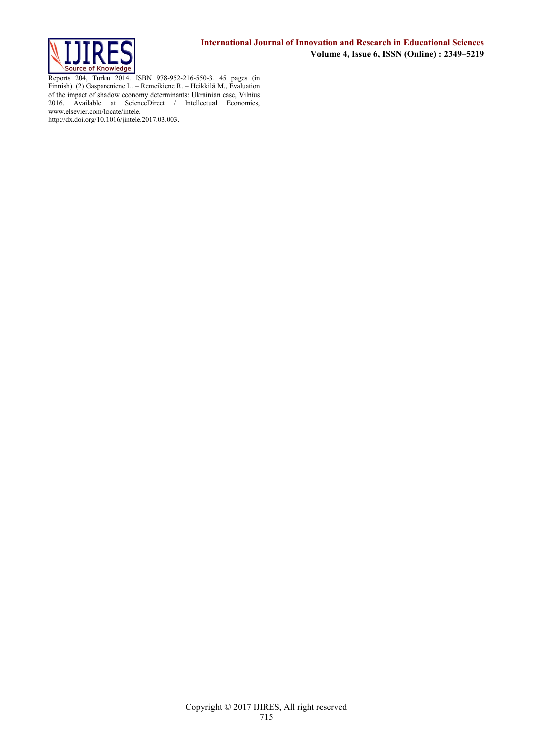Reports 204, Turku 2014. ISBN 978-952-216-550-3. 45 pages (in Finnish). (2) Gaspareniene L. – Remeikiene R. – Heikkilä M., Evaluation of the impact of shadow economy determinants: Ukrainian case, Vilnius 2016. Available at ScienceDirect / Intellectual Economics, www.elsevier.com/locate/intele. http://dx.doi.org/10.1016/jintele.2017.03.003.